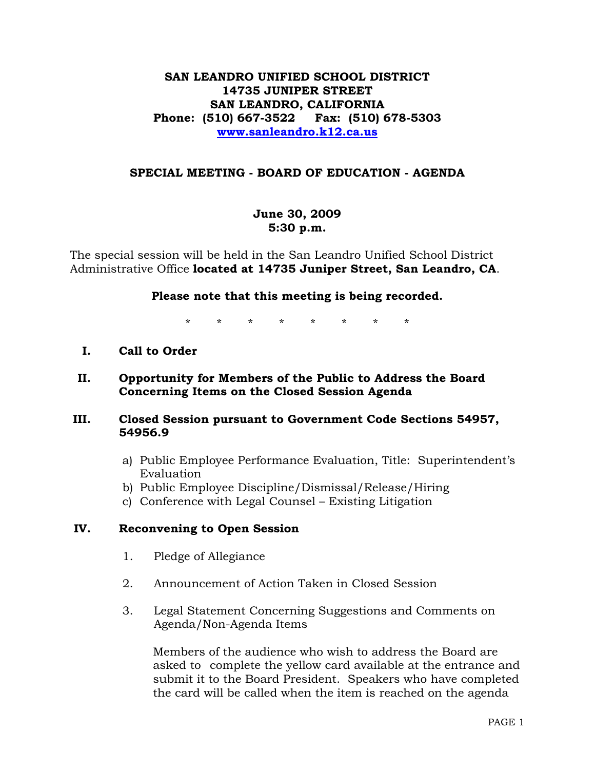**SAN LEANDRO UNIFIED SCHOOL DISTRICT**
**14735 JUNIPER STREET**
**SAN LEANDRO, CALIFORNIA**
**Phone: (510) 667-3522 Fax: (510) 678-5303**
**[www.sanleandro.k12.ca.us](http://www.sanleandro.k12.ca.us)**

# SPECIAL MEETING - BOARD OF EDUCATION - AGENDA

**June 30, 2009**
**5:30 p.m.**

The special session will be held in the San Leandro Unified School District Administrative Office **located at 14735 Juniper Street, San Leandro, CA**.

**Please note that this meeting is being recorded.**

\* \* \* \* \* \* \* \*

**I. Call to Order**

**II. Opportunity for Members of the Public to Address the Board Concerning Items on the Closed Session Agenda**

**III. Closed Session pursuant to Government Code Sections 54957, 54956.9**

a) Public Employee Performance Evaluation, Title: Superintendent's Evaluation
b) Public Employee Discipline/Dismissal/Release/Hiring
c) Conference with Legal Counsel – Existing Litigation

**IV. Reconvening to Open Session**

1. Pledge of Allegiance

2. Announcement of Action Taken in Closed Session

3. Legal Statement Concerning Suggestions and Comments on Agenda/Non-Agenda Items

   Members of the audience who wish to address the Board are asked to complete the yellow card available at the entrance and submit it to the Board President. Speakers who have completed the card will be called when the item is reached on the agenda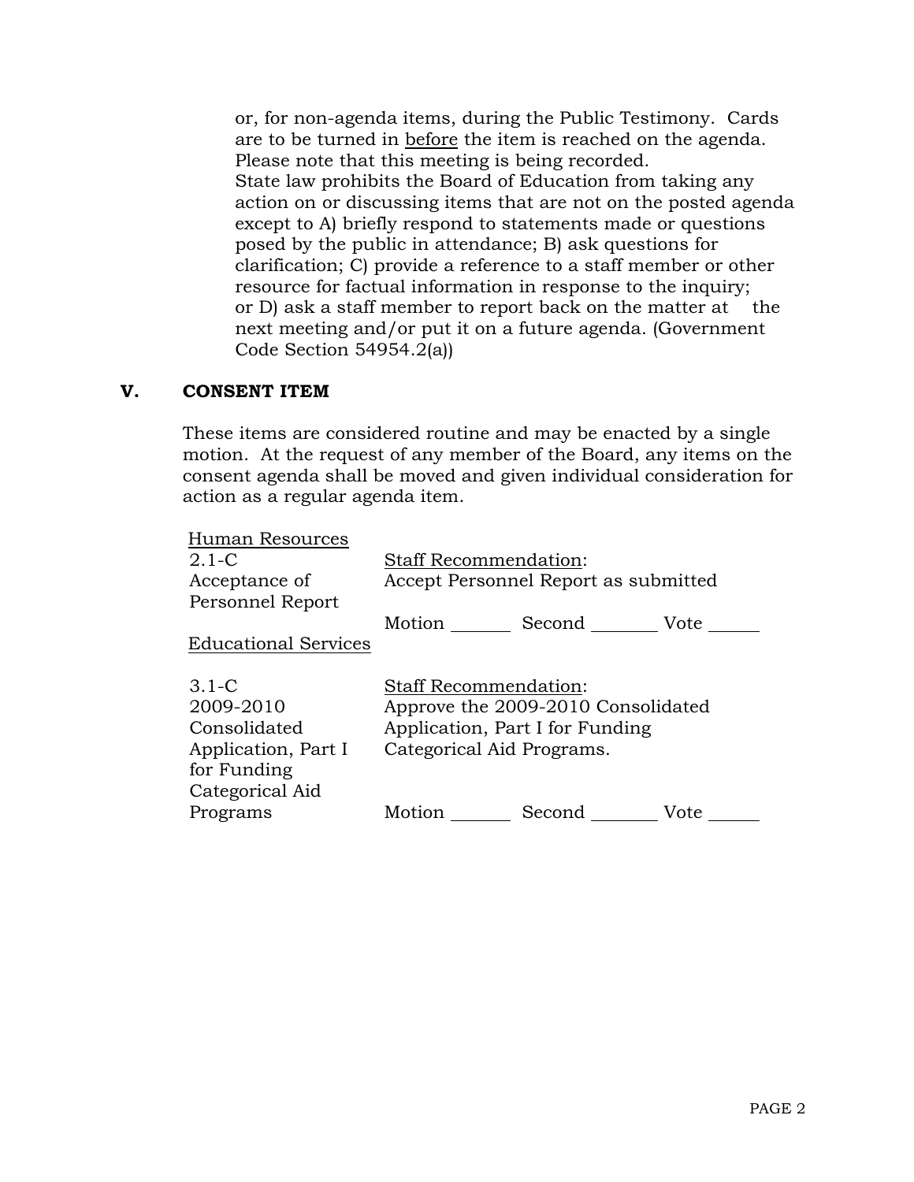or, for non-agenda items, during the Public Testimony. Cards are to be turned in <u>before</u> the item is reached on the agenda. Please note that this meeting is being recorded.
State law prohibits the Board of Education from taking any action on or discussing items that are not on the posted agenda except to A) briefly respond to statements made or questions posed by the public in attendance; B) ask questions for clarification; C) provide a reference to a staff member or other resource for factual information in response to the inquiry; or D) ask a staff member to report back on the matter at the next meeting and/or put it on a future agenda. (Government Code Section 54954.2(a))

## V. CONSENT ITEM

These items are considered routine and may be enacted by a single motion. At the request of any member of the Board, any items on the consent agenda shall be moved and given individual consideration for action as a regular agenda item.

<u>Human Resources</u>

2.1-C
Acceptance of Personnel Report

<u>Staff Recommendation</u>:
Accept Personnel Report as submitted

Motion _______ Second _______ Vote _____

<u>Educational Services</u>

3.1-C
2009-2010 Consolidated Application, Part I for Funding Categorical Aid Programs

<u>Staff Recommendation</u>:
Approve the 2009-2010 Consolidated Application, Part I for Funding Categorical Aid Programs.

Motion _______ Second _______ Vote _____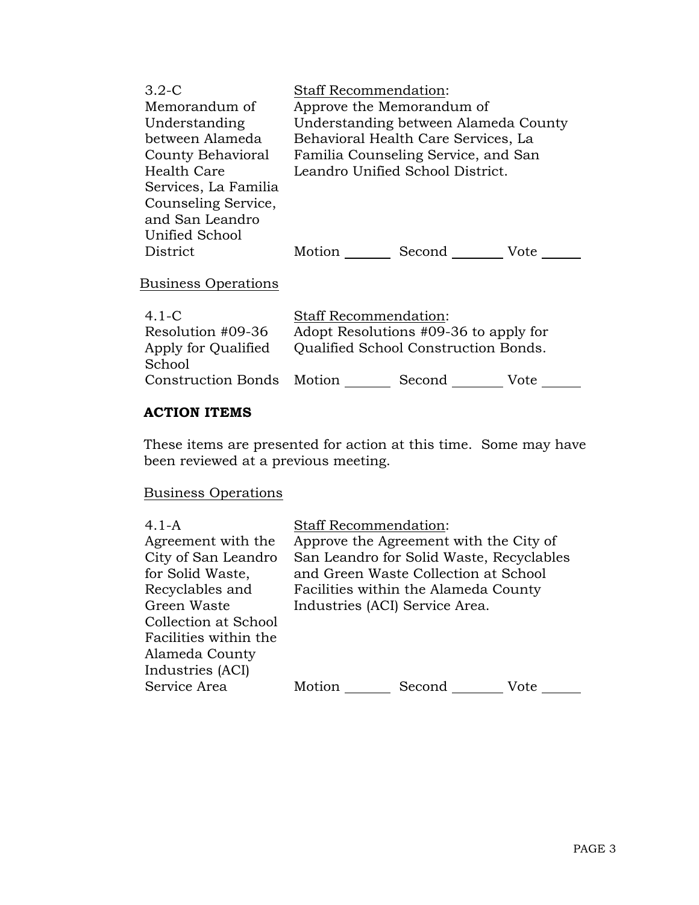3.2-C
Memorandum of Understanding between Alameda County Behavioral Health Care Services, La Familia Counseling Service, and San Leandro Unified School District

Staff Recommendation:
Approve the Memorandum of Understanding between Alameda County Behavioral Health Care Services, La Familia Counseling Service, and San Leandro Unified School District.

Motion _______ Second _______ Vote _______

Business Operations

4.1-C
Resolution #09-36 Apply for Qualified School Construction Bonds

Staff Recommendation:
Adopt Resolutions #09-36 to apply for Qualified School Construction Bonds.

Motion _______ Second _______ Vote _______

**ACTION ITEMS**

These items are presented for action at this time. Some may have been reviewed at a previous meeting.

Business Operations

4.1-A
Agreement with the City of San Leandro for Solid Waste, Recyclables and Green Waste Collection at School Facilities within the Alameda County Industries (ACI) Service Area

Staff Recommendation:
Approve the Agreement with the City of San Leandro for Solid Waste, Recyclables and Green Waste Collection at School Facilities within the Alameda County Industries (ACI) Service Area.

Motion _______ Second _______ Vote _______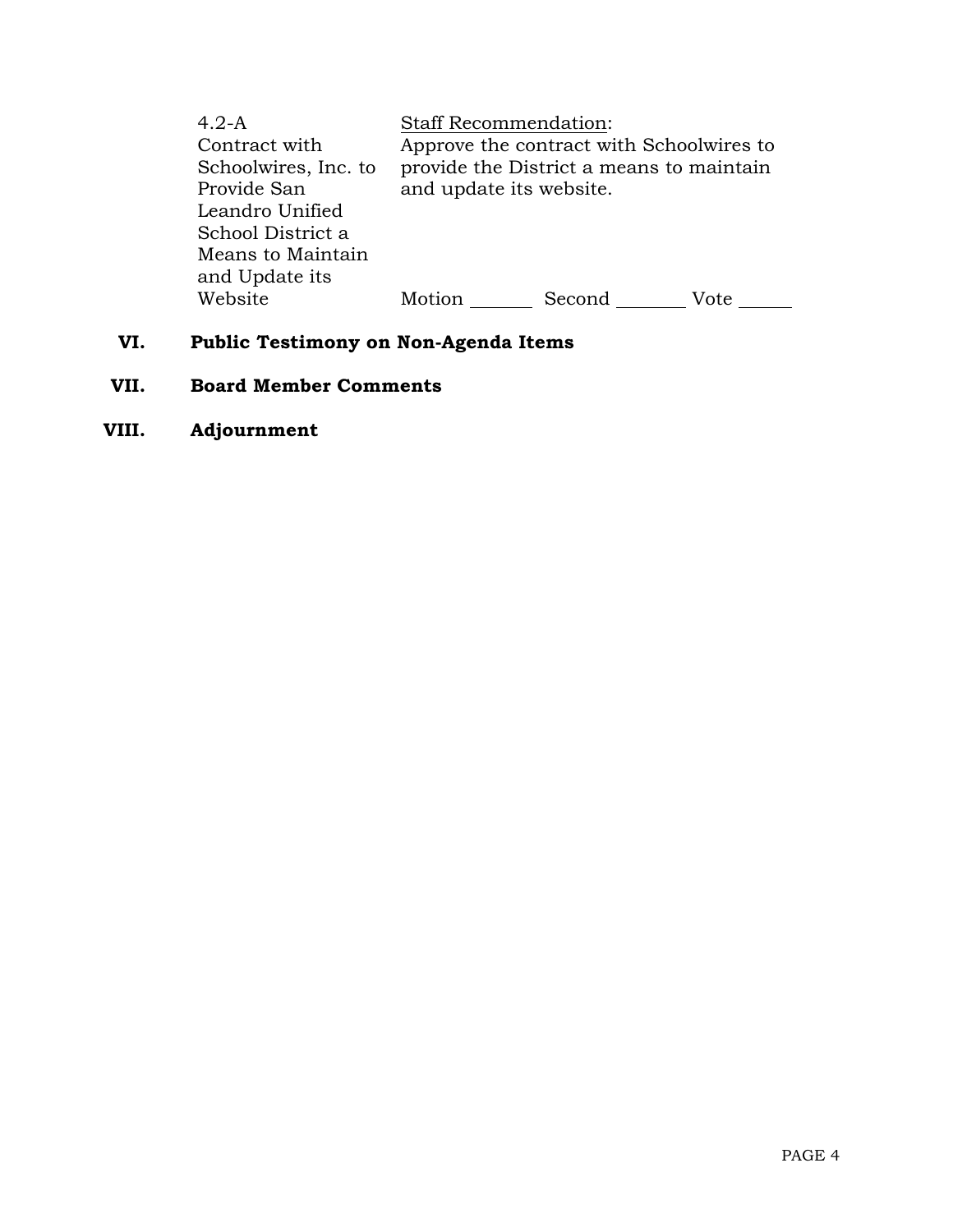| | |
|---|---|
| 4.2-A<br>Contract with Schoolwires, Inc. to Provide San Leandro Unified School District a Means to Maintain and Update its Website | Staff Recommendation:<br>Approve the contract with Schoolwires to provide the District a means to maintain and update its website.<br><br>Motion ______ Second ______ Vote ______ |

**VI. Public Testimony on Non-Agenda Items**

**VII. Board Member Comments**

**VIII. Adjournment**